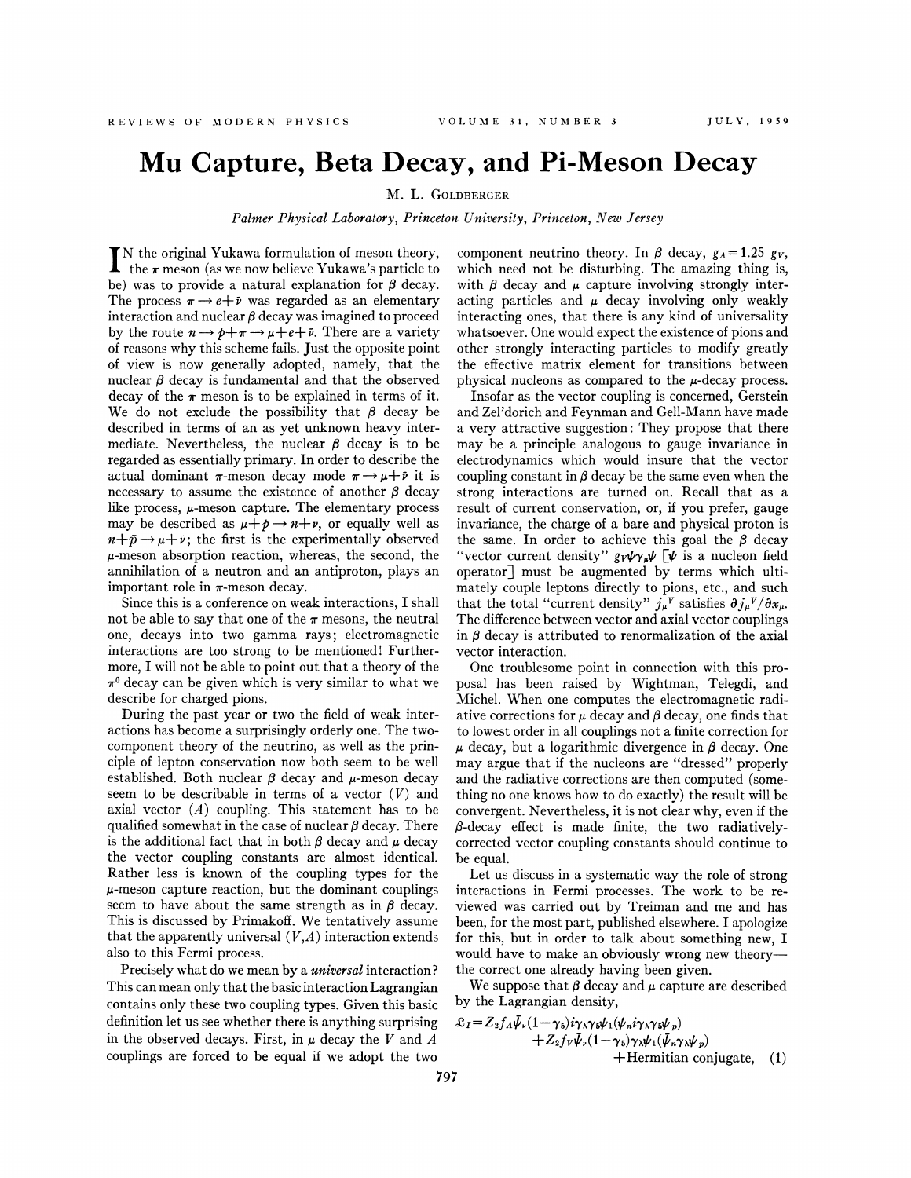# Mu Capture, Beta Decay, and Pi-Meson Decay

M. L. GOLDBERGER

*Palmer Physical Laboratory, Princeton University, Princeton, New Jersey*

In the original Yukawa formulation of meson theory, the $\pi$ meson (as we now believe Yukawa's particle to be) was to provide a natural explanation for $\beta$ decay. The process $\pi \rightarrow e + \bar{\nu}$ was regarded as an elementary interaction and nuclear $\beta$ decay was imagined to proceed by the route $n \rightarrow p + \pi \rightarrow \mu + e + \bar{\nu}$. There are a variety of reasons why this scheme fails. Just the opposite point of view is now generally adopted, namely, that the nuclear $\beta$ decay is fundamental and that the observed decay of the $\pi$ meson is to be explained in terms of it. We do not exclude the possibility that $\beta$ decay be described in terms of an as yet unknown heavy intermediate. Nevertheless, the nuclear $\beta$ decay is to be regarded as essentially primary. In order to describe the actual dominant $\pi$-meson decay mode $\pi \rightarrow \mu + \bar{\nu}$ it is necessary to assume the existence of another $\beta$ decay like process, $\mu$-meson capture. The elementary process may be described as $\mu + p \rightarrow n + \nu$, or equally well as $n + \bar{p} \rightarrow \mu + \bar{\nu}$; the first is the experimentally observed $\mu$-meson absorption reaction, whereas, the second, the annihilation of a neutron and an antiproton, plays an important role in $\pi$-meson decay.

Since this is a conference on weak interactions, I shall not be able to say that one of the $\pi$ mesons, the neutral one, decays into two gamma rays; electromagnetic interactions are too strong to be mentioned! Furthermore, I will not be able to point out that a theory of the $\pi^0$ decay can be given which is very similar to what we describe for charged pions.

During the past year or two the field of weak interactions has become a surprisingly orderly one. The two-component theory of the neutrino, as well as the principle of lepton conservation now both seem to be well established. Both nuclear $\beta$ decay and $\mu$-meson decay seem to be describable in terms of a vector ($V$) and axial vector ($A$) coupling. This statement has to be qualified somewhat in the case of nuclear $\beta$ decay. There is the additional fact that in both $\beta$ decay and $\mu$ decay the vector coupling constants are almost identical. Rather less is known of the coupling types for the $\mu$-meson capture reaction, but the dominant couplings seem to have about the same strength as in $\beta$ decay. This is discussed by Primakoff. We tentatively assume that the apparently universal ($V$,$A$) interaction extends also to this Fermi process.

Precisely what do we mean by a *universal* interaction? This can mean only that the basic interaction Lagrangian contains only these two coupling types. Given this basic definition let us see whether there is anything surprising in the observed decays. First, in $\mu$ decay the $V$ and $A$ couplings are forced to be equal if we adopt the two component neutrino theory. In $\beta$ decay, $g_A = 1.25\ g_V$, which need not be disturbing. The amazing thing is, with $\beta$ decay and $\mu$ capture involving strongly interacting particles and $\mu$ decay involving only weakly interacting ones, that there is any kind of universality whatsoever. One would expect the existence of pions and other strongly interacting particles to modify greatly the effective matrix element for transitions between physical nucleons as compared to the $\mu$-decay process.

Insofar as the vector coupling is concerned, Gerstein and Zel'dorich and Feynman and Gell-Mann have made a very attractive suggestion: They propose that there may be a principle analogous to gauge invariance in electrodynamics which would insure that the vector coupling constant in $\beta$ decay be the same even when the strong interactions are turned on. Recall that as a result of current conservation, or, if you prefer, gauge invariance, the charge of a bare and physical proton is the same. In order to achieve this goal the $\beta$ decay "vector current density" $g_V\bar{\psi}\gamma_\mu\psi$ [$\psi$ is a nucleon field operator] must be augmented by terms which ultimately couple leptons directly to pions, etc., and such that the total "current density" $j_\mu^V$ satisfies $\partial j_\mu^V/\partial x_\mu$. The difference between vector and axial vector couplings in $\beta$ decay is attributed to renormalization of the axial vector interaction.

One troublesome point in connection with this proposal has been raised by Wightman, Telegdi, and Michel. When one computes the electromagnetic radiative corrections for $\mu$ decay and $\beta$ decay, one finds that to lowest order in all couplings not a finite correction for $\mu$ decay, but a logarithmic divergence in $\beta$ decay. One may argue that if the nucleons are "dressed" properly and the radiative corrections are then computed (something no one knows how to do exactly) the result will be convergent. Nevertheless, it is not clear why, even if the $\beta$-decay effect is made finite, the two radiatively-corrected vector coupling constants should continue to be equal.

Let us discuss in a systematic way the role of strong interactions in Fermi processes. The work to be reviewed was carried out by Treiman and me and has been, for the most part, published elsewhere. I apologize for this, but in order to talk about something new, I would have to make an obviously wrong new theory—the correct one already having been given.

We suppose that $\beta$ decay and $\mu$ capture are described by the Lagrangian density,

$$\begin{aligned}\mathfrak{L}_I = Z_2 f_A \bar{\psi}_\nu (1-\gamma_5) i\gamma_\lambda\gamma_5\psi_1 (\bar{\psi}_n i\gamma_\lambda\gamma_5\psi_p) \\ + Z_2 f_V \bar{\psi}_\nu (1-\gamma_5)\gamma_\lambda\psi_1 (\bar{\psi}_n\gamma_\lambda\psi_p) \\ +\text{Hermitian conjugate}, \quad (1)\end{aligned}$$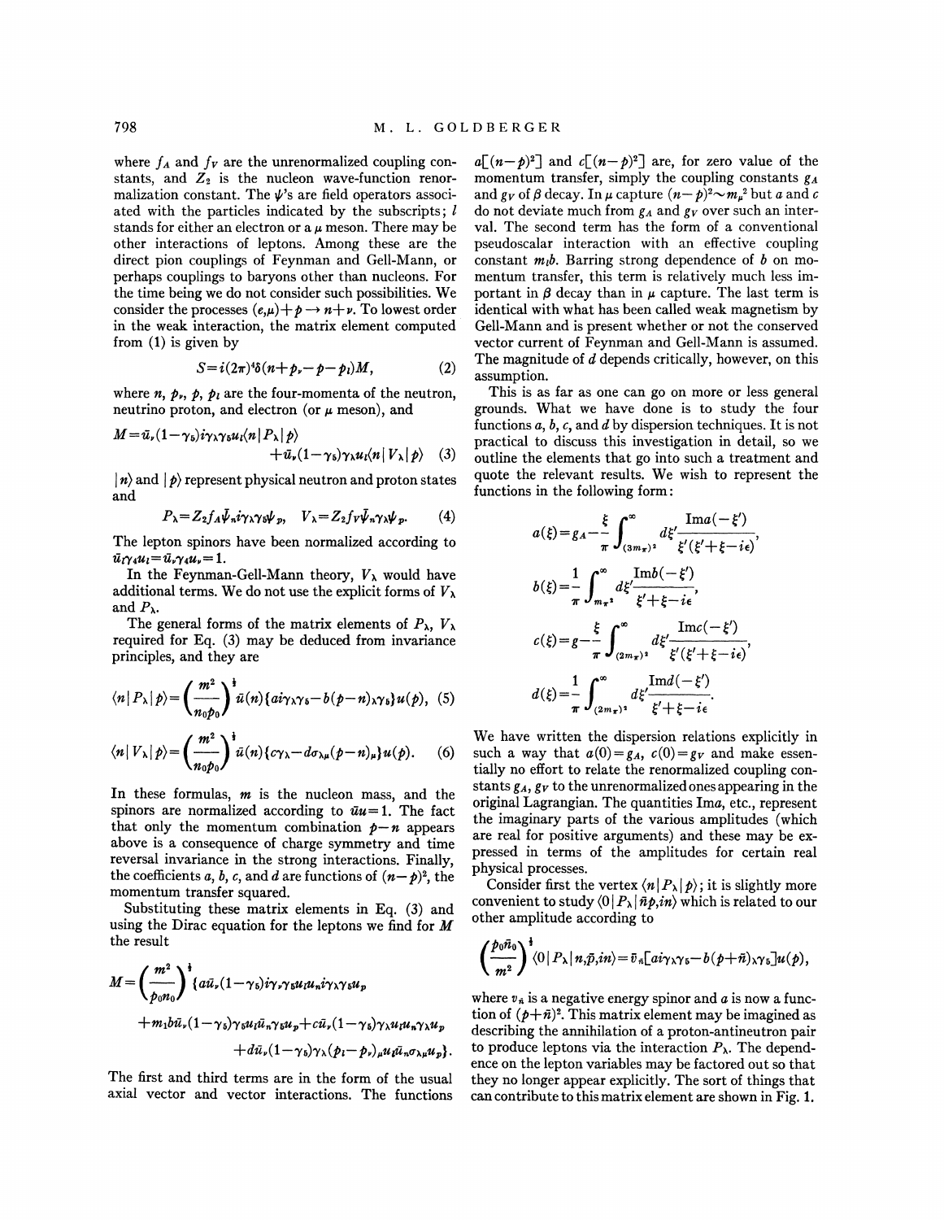where $f_A$ and $f_V$ are the unrenormalized coupling constants, and $Z_2$ is the nucleon wave-function renormalization constant. The $\psi$'s are field operators associated with the particles indicated by the subscripts; $l$ stands for either an electron or a $\mu$ meson. There may be other interactions of leptons. Among these are the direct pion couplings of Feynman and Gell-Mann, or perhaps couplings to baryons other than nucleons. For the time being we do not consider such possibilities. We consider the processes $(e,\mu)+p\rightarrow n+\nu$. To lowest order in the weak interaction, the matrix element computed from (1) is given by

$$S=i(2\pi)^4\delta(n+p_\nu-p-p_l)M, \tag{2}$$

where $n$, $p_\nu$, $p$, $p_l$ are the four-momenta of the neutron, neutrino proton, and electron (or $\mu$ meson), and

$$M=\bar{u}_\nu(1-\gamma_5)i\gamma_\lambda\gamma_5 u_l\langle n|P_\lambda|p\rangle +\bar{u}_\nu(1-\gamma_5)\gamma_\lambda u_l\langle n|V_\lambda|p\rangle \tag{3}$$

$|n\rangle$ and $|p\rangle$ represent physical neutron and proton states and

$$P_\lambda=Z_2 f_A\bar{\psi}_n i\gamma_\lambda\gamma_5\psi_p,\quad V_\lambda=Z_2 f_V\bar{\psi}_n\gamma_\lambda\psi_p. \tag{4}$$

The lepton spinors have been normalized according to $\bar{u}_l\gamma_4 u_l=\bar{u}_\nu\gamma_4 u_\nu=1$.

In the Feynman-Gell-Mann theory, $V_\lambda$ would have additional terms. We do not use the explicit forms of $V_\lambda$ and $P_\lambda$.

The general forms of the matrix elements of $P_\lambda$, $V_\lambda$ required for Eq. (3) may be deduced from invariance principles, and they are

$$\langle n|P_\lambda|p\rangle=\left(\frac{m^2}{n_0 p_0}\right)^{\frac{1}{2}}\bar{u}(n)\{ai\gamma_\lambda\gamma_5-b(p-n)_\lambda\gamma_5\}u(p), \tag{5}$$

$$\langle n|V_\lambda|p\rangle=\left(\frac{m^2}{n_0 p_0}\right)^{\frac{1}{2}}\bar{u}(n)\{c\gamma_\lambda-d\sigma_{\lambda\mu}(p-n)_\mu\}u(p). \tag{6}$$

In these formulas, $m$ is the nucleon mass, and the spinors are normalized according to $\bar{u}u=1$. The fact that only the momentum combination $p-n$ appears above is a consequence of charge symmetry and time reversal invariance in the strong interactions. Finally, the coefficients $a$, $b$, $c$, and $d$ are functions of $(n-p)^2$, the momentum transfer squared.

Substituting these matrix elements in Eq. (3) and using the Dirac equation for the leptons we find for $M$ the result

$$\begin{aligned}M=\left(\frac{m^2}{p_0 n_0}\right)^{\frac{1}{2}}\{&a\bar{u}_\nu(1-\gamma_5)i\gamma_\nu\gamma_5 u_l u_n i\gamma_\lambda\gamma_5 u_p\\&+m_l b\bar{u}_\nu(1-\gamma_5)\gamma_5 u_l\bar{u}_n\gamma_5 u_p+c\bar{u}_\nu(1-\gamma_5)\gamma_\lambda u_l u_n\gamma_\lambda u_p\\&+d\bar{u}_\nu(1-\gamma_5)\gamma_\lambda(p_l-p_\nu)_\mu u_l\bar{u}_n\sigma_{\lambda\mu}u_p\}.\end{aligned}$$

The first and third terms are in the form of the usual axial vector and vector interactions. The functions $a[(n-p)^2]$ and $c[(n-p)^2]$ are, for zero value of the momentum transfer, simply the coupling constants $g_A$ and $g_V$ of $\beta$ decay. In $\mu$ capture $(n-p)^2\sim m_\mu^2$ but $a$ and $c$ do not deviate much from $g_A$ and $g_V$ over such an interval. The second term has the form of a conventional pseudoscalar interaction with an effective coupling constant $m_l b$. Barring strong dependence of $b$ on momentum transfer, this term is relatively much less important in $\beta$ decay than in $\mu$ capture. The last term is identical with what has been called weak magnetism by Gell-Mann and is present whether or not the conserved vector current of Feynman and Gell-Mann is assumed. The magnitude of $d$ depends critically, however, on this assumption.

This is as far as one can go on more or less general grounds. What we have done is to study the four functions $a$, $b$, $c$, and $d$ by dispersion techniques. It is not practical to discuss this investigation in detail, so we outline the elements that go into such a treatment and quote the relevant results. We wish to represent the functions in the following form:

$$a(\xi)=g_A-\frac{\xi}{\pi}\int_{(3m_\pi)^2}^{\infty}d\xi'\frac{\mathrm{Im}a(-\xi')}{\xi'(\xi'+\xi-i\epsilon)},$$

$$b(\xi)=\frac{1}{\pi}\int_{m_\pi^2}^{\infty}d\xi'\frac{\mathrm{Im}b(-\xi')}{\xi'+\xi-i\epsilon},$$

$$c(\xi)=g-\frac{\xi}{\pi}\int_{(2m_\pi)^2}^{\infty}d\xi'\frac{\mathrm{Im}c(-\xi')}{\xi'(\xi'+\xi-i\epsilon)},$$

$$d(\xi)=\frac{1}{\pi}\int_{(2m_\pi)^2}^{\infty}d\xi'\frac{\mathrm{Im}d(-\xi')}{\xi'+\xi-i\epsilon}.$$

We have written the dispersion relations explicitly in such a way that $a(0)=g_A$, $c(0)=g_V$ and make essentially no effort to relate the renormalized coupling constants $g_A$, $g_V$ to the unrenormalized ones appearing in the original Lagrangian. The quantities Im$a$, etc., represent the imaginary parts of the various amplitudes (which are real for positive arguments) and these may be expressed in terms of the amplitudes for certain real physical processes.

Consider first the vertex $\langle n|P_\lambda|p\rangle$; it is slightly more convenient to study $\langle 0|P_\lambda|\bar{n}p,in\rangle$ which is related to our other amplitude according to

$$\left(\frac{p_0\bar{n}_0}{m^2}\right)^{\frac{1}{2}}\langle 0|P_\lambda|n,\bar{p},in\rangle=\bar{v}_{\bar{n}}[ai\gamma_\lambda\gamma_5-b(p+\bar{n})_\lambda\gamma_5]u(p),$$

where $v_{\bar{n}}$ is a negative energy spinor and $a$ is now a function of $(p+\bar{n})^2$. This matrix element may be imagined as describing the annihilation of a proton-antineutron pair to produce leptons via the interaction $P_\lambda$. The dependence on the lepton variables may be factored out so that they no longer appear explicitly. The sort of things that can contribute to this matrix element are shown in Fig. 1.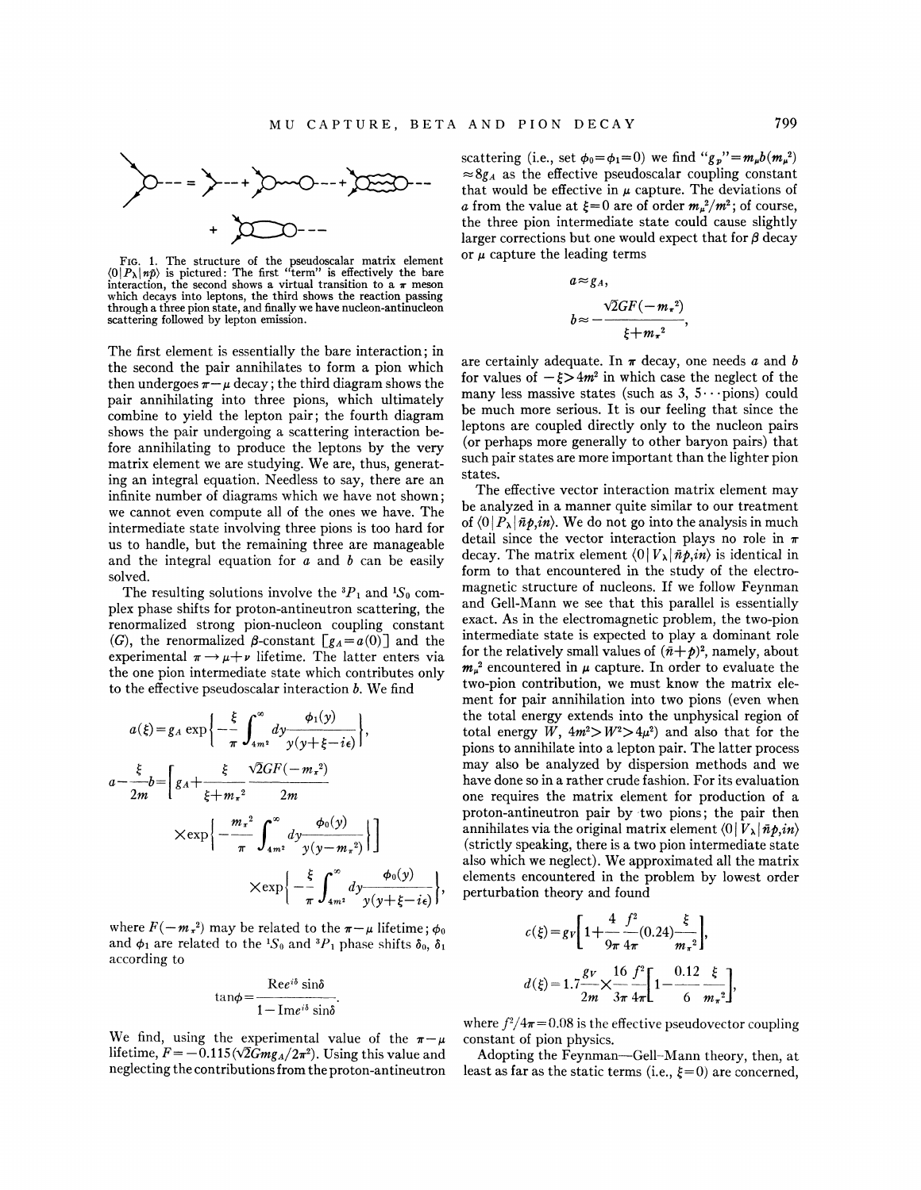FIG. 1. The structure of the pseudoscalar matrix element $\langle 0|P_\lambda|n\bar{p}\rangle$ is pictured: The first "term" is effectively the bare interaction, the second shows a virtual transition to a $\pi$ meson which decays into leptons, the third shows the reaction passing through a three pion state, and finally we have nucleon-antinucleon scattering followed by lepton emission.

The first element is essentially the bare interaction; in the second the pair annihilates to form a pion which then undergoes $\pi-\mu$ decay; the third diagram shows the pair annihilating into three pions, which ultimately combine to yield the lepton pair; the fourth diagram shows the pair undergoing a scattering interaction before annihilating to produce the leptons by the very matrix element we are studying. We are, thus, generating an integral equation. Needless to say, there are an infinite number of diagrams which we have not shown; we cannot even compute all of the ones we have. The intermediate state involving three pions is too hard for us to handle, but the remaining three are manageable and the integral equation for $a$ and $b$ can be easily solved.

The resulting solutions involve the ${}^3P_1$ and ${}^1S_0$ complex phase shifts for proton-antineutron scattering, the renormalized strong pion-nucleon coupling constant $(G)$, the renormalized $\beta$-constant $[g_A=a(0)]$ and the experimental $\pi\rightarrow\mu+\nu$ lifetime. The latter enters via the one pion intermediate state which contributes only to the effective pseudoscalar interaction $b$. We find

$$a(\xi)=g_A\exp\left\{-\frac{\xi}{\pi}\int_{4m^2}^{\infty}dy\frac{\phi_1(y)}{y(y+\xi-i\epsilon)}\right\},$$

$$a-\frac{\xi}{2m}b=\left[g_A+\frac{\xi}{\xi+m_\pi^2}\frac{\sqrt{2}GF(-m_\pi^2)}{2m}\times\exp\left\{-\frac{m_\pi^2}{\pi}\int_{4m^2}^{\infty}dy\frac{\phi_0(y)}{y(y-m_\pi^2)}\right\}\right]\times\exp\left\{-\frac{\xi}{\pi}\int_{4m^2}^{\infty}dy\frac{\phi_0(y)}{y(y+\xi-i\epsilon)}\right\},$$

where $F(-m_\pi^2)$ may be related to the $\pi-\mu$ lifetime; $\phi_0$ and $\phi_1$ are related to the ${}^1S_0$ and ${}^3P_1$ phase shifts $\delta_0$, $\delta_1$ according to

$$\tan\phi=\frac{\mathrm{Re}e^{i\delta}\sin\delta}{1-\mathrm{Im}e^{i\delta}\sin\delta}.$$

We find, using the experimental value of the $\pi-\mu$ lifetime, $F=-0.115(\sqrt{2}Gmg_A/2\pi^2)$. Using this value and neglecting the contributions from the proton-antineutron scattering (i.e., set $\phi_0=\phi_1=0$) we find "$g_P$"$=m_\mu b(m_\mu^2)\approx 8g_A$ as the effective pseudoscalar coupling constant that would be effective in $\mu$ capture. The deviations of $a$ from the value at $\xi=0$ are of order $m_\mu^2/m^2$; of course, the three pion intermediate state could cause slightly larger corrections but one would expect that for $\beta$ decay or $\mu$ capture the leading terms

$$a\approx g_A,$$

$$b\approx-\frac{\sqrt{2}GF(-m_\pi^2)}{\xi+m_\pi^2},$$

are certainly adequate. In $\pi$ decay, one needs $a$ and $b$ for values of $-\xi>4m^2$ in which case the neglect of the many less massive states (such as 3, $5\cdots$pions) could be much more serious. It is our feeling that since the leptons are coupled directly only to the nucleon pairs (or perhaps more generally to other baryon pairs) that such pair states are more important than the lighter pion states.

The effective vector interaction matrix element may be analyzed in a manner quite similar to our treatment of $\langle 0|P_\lambda|\bar{n}p,in\rangle$. We do not go into the analysis in much detail since the vector interaction plays no role in $\pi$ decay. The matrix element $\langle 0|V_\lambda|\bar{n}p,in\rangle$ is identical in form to that encountered in the study of the electromagnetic structure of nucleons. If we follow Feynman and Gell-Mann we see that this parallel is essentially exact. As in the electromagnetic problem, the two-pion intermediate state is expected to play a dominant role for the relatively small values of $(\bar{n}+\bar{p})^2$, namely, about $m_\mu^2$ encountered in $\mu$ capture. In order to evaluate the two-pion contribution, we must know the matrix element for pair annihilation into two pions (even when the total energy extends into the unphysical region of total energy $W$, $4m^2>W^2>4\mu^2$) and also that for the pions to annihilate into a lepton pair. The latter process may also be analyzed by dispersion methods and we have done so in a rather crude fashion. For its evaluation one requires the matrix element for production of a proton-antineutron pair by two pions; the pair then annihilates via the original matrix element $\langle 0|V_\lambda|\bar{n}p,in\rangle$ (strictly speaking, there is a two pion intermediate state also which we neglect). We approximated all the matrix elements encountered in the problem by lowest order perturbation theory and found

$$c(\xi)=g_V\left[1+\frac{4}{9\pi}\frac{f^2}{4\pi}(0.24)\frac{\xi}{m_\pi^2}\right],$$

$$d(\xi)=1.7\frac{g_V}{2m}\times\frac{16}{3\pi}\frac{f^2}{4\pi}\left[1-\frac{0.12}{6}\frac{\xi}{m_\pi^2}\right],$$

where $f^2/4\pi=0.08$ is the effective pseudovector coupling constant of pion physics.

Adopting the Feynman—Gell-Mann theory, then, at least as far as the static terms (i.e., $\xi=0$) are concerned,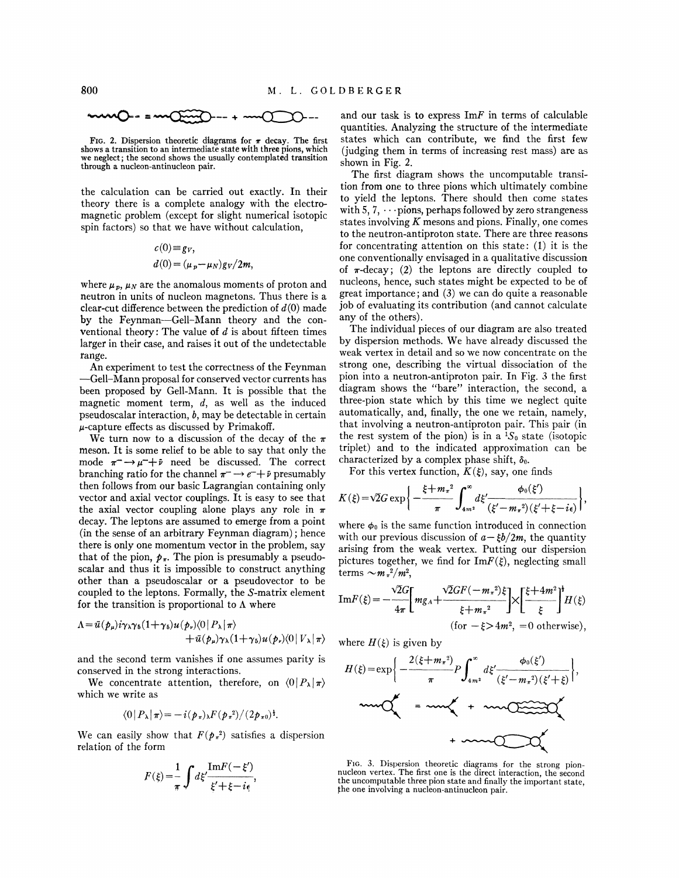FIG. 2. Dispersion theoretic diagrams for $\pi$ decay. The first shows a transition to an intermediate state with three pions, which we neglect; the second shows the usually contemplated transition through a nucleon-antinucleon pair.

the calculation can be carried out exactly. In their theory there is a complete analogy with the electromagnetic problem (except for slight numerical isotopic spin factors) so that we have without calculation,

$$c(0) \equiv g_V,$$
$$d(0) = (\mu_p - \mu_N) g_V / 2m,$$

where $\mu_p$, $\mu_N$ are the anomalous moments of proton and neutron in units of nucleon magnetons. Thus there is a clear-cut difference between the prediction of $d(0)$ made by the Feynman—Gell-Mann theory and the conventional theory: The value of $d$ is about fifteen times larger in their case, and raises it out of the undetectable range.

An experiment to test the correctness of the Feynman—Gell-Mann proposal for conserved vector currents has been proposed by Gell-Mann. It is possible that the magnetic moment term, $d$, as well as the induced pseudoscalar interaction, $b$, may be detectable in certain $\mu$-capture effects as discussed by Primakoff.

We turn now to a discussion of the decay of the $\pi$ meson. It is some relief to be able to say that only the mode $\pi^- \to \mu^- + \bar{\nu}$ need be discussed. The correct branching ratio for the channel $\pi^- \to e^- + \bar{\nu}$ presumably then follows from our basic Lagrangian containing only vector and axial vector couplings. It is easy to see that the axial vector coupling alone plays any role in $\pi$ decay. The leptons are assumed to emerge from a point (in the sense of an arbitrary Feynman diagram); hence there is only one momentum vector in the problem, say that of the pion, $p_\pi$. The pion is presumably a pseudoscalar and thus it is impossible to construct anything other than a pseudoscalar or a pseudovector to be coupled to the leptons. Formally, the $S$-matrix element for the transition is proportional to $\Lambda$ where

$$\Lambda = \bar{u}(p_\mu) i\gamma_\lambda \gamma_5 (1+\gamma_5) u(p_\nu) \langle 0 | P_\lambda | \pi \rangle + \bar{u}(p_\mu) \gamma_\lambda (1+\gamma_5) u(p_\nu) \langle 0 | V_\lambda | \pi \rangle$$

and the second term vanishes if one assumes parity is conserved in the strong interactions.

We concentrate attention, therefore, on $\langle 0 | P_\lambda | \pi \rangle$ which we write as

$$\langle 0 | P_\lambda | \pi \rangle = -i(p_\pi)_\lambda F(p_\pi^2)/(2p_{\pi 0})^{\frac{1}{2}}.$$

We can easily show that $F(p_\pi^2)$ satisfies a dispersion relation of the form

$$F(\xi) = \frac{1}{\pi} \int d\xi' \frac{\mathrm{Im}F(-\xi')}{\xi' + \xi - i\epsilon},$$

and our task is to express $\mathrm{Im}F$ in terms of calculable quantities. Analyzing the structure of the intermediate states which can contribute, we find the first few (judging them in terms of increasing rest mass) are as shown in Fig. 2.

The first diagram shows the uncomputable transition from one to three pions which ultimately combine to yield the leptons. There should then come states with 5, 7, $\cdots$ pions, perhaps followed by zero strangeness states involving $K$ mesons and pions. Finally, one comes to the neutron-antiproton state. There are three reasons for concentrating attention on this state: (1) it is the one conventionally envisaged in a qualitative discussion of $\pi$-decay; (2) the leptons are directly coupled to nucleons, hence, such states might be expected to be of great importance; and (3) we can do quite a reasonable job of evaluating its contribution (and cannot calculate any of the others).

The individual pieces of our diagram are also treated by dispersion methods. We have already discussed the weak vertex in detail and so we now concentrate on the strong one, describing the virtual dissociation of the pion into a neutron-antiproton pair. In Fig. 3 the first diagram shows the "bare" interaction, the second, a three-pion state which by this time we neglect quite automatically, and, finally, the one we retain, namely, that involving a neutron-antiproton pair. This pair (in the rest system of the pion) is in a $^1S_0$ state (isotopic triplet) and to the indicated approximation can be characterized by a complex phase shift, $\delta_0$.

For this vertex function, $K(\xi)$, say, one finds

$$K(\xi) = \sqrt{2} G \exp\left\{ -\frac{\xi + m_\pi^2}{\pi} \int_{4m^2}^{\infty} d\xi' \frac{\phi_0(\xi')}{(\xi' - m_\pi^2)(\xi' + \xi - i\epsilon)} \right\},$$

where $\phi_0$ is the same function introduced in connection with our previous discussion of $a - \xi b/2m$, the quantity arising from the weak vertex. Putting our dispersion pictures together, we find for $\mathrm{Im}F(\xi)$, neglecting small terms $\sim m_\pi^2/m^2$,

$$\mathrm{Im}F(\xi) = -\frac{\sqrt{2}G}{4\pi} \left[ m g_A + \frac{\sqrt{2} G F(-m_\pi^2) \xi}{\xi + m_\pi^2} \right] \times \left[ \frac{\xi + 4m^2}{\xi} \right]^{\frac{1}{2}} H(\xi)$$

(for $-\xi > 4m^2$, $=0$ otherwise),

where $H(\xi)$ is given by

$$H(\xi) = \exp\left\{ -\frac{2(\xi + m_\pi^2)}{\pi} P \int_{4m^2}^{\infty} d\xi' \frac{\phi_0(\xi')}{(\xi' - m_\pi^2)(\xi' + \xi)} \right\},$$

FIG. 3. Dispersion theoretic diagrams for the strong pion-nucleon vertex. The first one is the direct interaction, the second the uncomputable three pion state and finally the important state, the one involving a nucleon-antinucleon pair.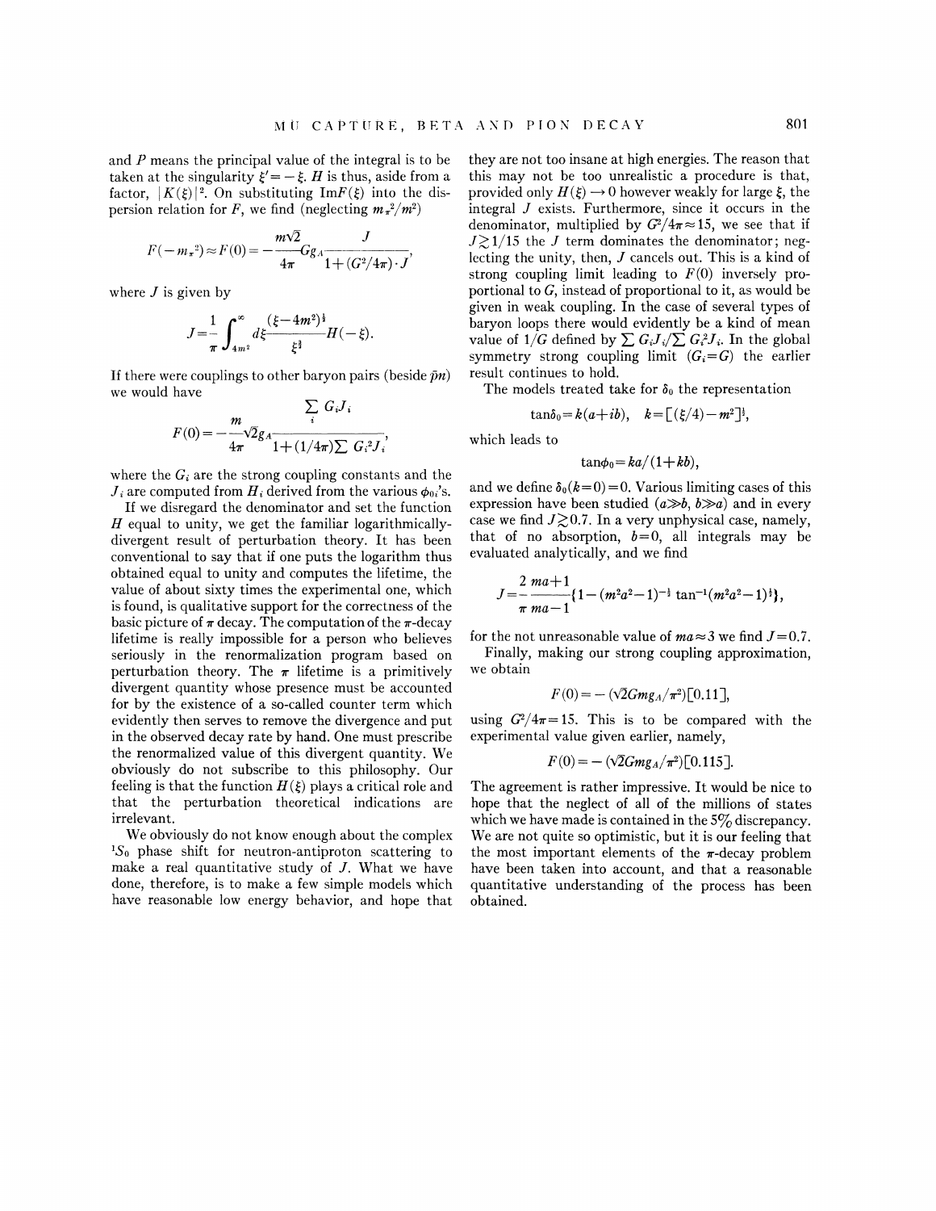and $P$ means the principal value of the integral is to be taken at the singularity $\xi' = -\xi$. $H$ is thus, aside from a factor, $|K(\xi)|^2$. On substituting $\mathrm{Im}F(\xi)$ into the dispersion relation for $F$, we find (neglecting $m_\pi^2/m^2$)

$$F(-m_\pi^2) \approx F(0) = -\frac{m\sqrt{2}}{4\pi} G g_A \frac{J}{1+(G^2/4\pi)\cdot J},$$

where $J$ is given by

$$J = \frac{1}{\pi}\int_{4m^2}^{\infty} d\xi \frac{(\xi - 4m^2)^{\frac{1}{2}}}{\xi^{\frac{3}{2}}} H(-\xi).$$

If there were couplings to other baryon pairs (beside $\bar{p}n$) we would have

$$F(0) = -\frac{m}{4\pi}\sqrt{2} g_A \frac{\sum_i G_i J_i}{1+(1/4\pi)\sum G_i^2 J_i},$$

where the $G_i$ are the strong coupling constants and the $J_i$ are computed from $H_i$ derived from the various $\phi_{0i}$'s.

If we disregard the denominator and set the function $H$ equal to unity, we get the familiar logarithmically-divergent result of perturbation theory. It has been conventional to say that if one puts the logarithm thus obtained equal to unity and computes the lifetime, the value of about sixty times the experimental one, which is found, is qualitative support for the correctness of the basic picture of $\pi$ decay. The computation of the $\pi$-decay lifetime is really impossible for a person who believes seriously in the renormalization program based on perturbation theory. The $\pi$ lifetime is a primitively divergent quantity whose presence must be accounted for by the existence of a so-called counter term which evidently then serves to remove the divergence and put in the observed decay rate by hand. One must prescribe the renormalized value of this divergent quantity. We obviously do not subscribe to this philosophy. Our feeling is that the function $H(\xi)$ plays a critical role and that the perturbation theoretical indications are irrelevant.

We obviously do not know enough about the complex ${}^1S_0$ phase shift for neutron-antiproton scattering to make a real quantitative study of $J$. What we have done, therefore, is to make a few simple models which have reasonable low energy behavior, and hope that they are not too insane at high energies. The reason that this may not be too unrealistic a procedure is that, provided only $H(\xi) \to 0$ however weakly for large $\xi$, the integral $J$ exists. Furthermore, since it occurs in the denominator, multiplied by $G^2/4\pi \approx 15$, we see that if $J \gtrsim 1/15$ the $J$ term dominates the denominator; neglecting the unity, then, $J$ cancels out. This is a kind of strong coupling limit leading to $F(0)$ inversely proportional to $G$, instead of proportional to it, as would be given in weak coupling. In the case of several types of baryon loops there would evidently be a kind of mean value of $1/G$ defined by $\sum G_i J_i / \sum G_i^2 J_i$. In the global symmetry strong coupling limit ($G_i = G$) the earlier result continues to hold.

The models treated take for $\delta_0$ the representation

$$\tan\delta_0 = k(a+ib), \quad k = [(\xi/4) - m^2]^{\frac{1}{2}},$$

which leads to

$$\tan\phi_0 = ka/(1+kb),$$

and we define $\delta_0(k=0) = 0$. Various limiting cases of this expression have been studied ($a \gg b$, $b \gg a$) and in every case we find $J \gtrsim 0.7$. In a very unphysical case, namely, that of no absorption, $b = 0$, all integrals may be evaluated analytically, and we find

$$J = \frac{2}{\pi}\frac{ma+1}{ma-1}\{1-(m^2a^2-1)^{-\frac{1}{2}}\tan^{-1}(m^2a^2-1)^{\frac{1}{2}}\},$$

for the not unreasonable value of $ma \approx 3$ we find $J = 0.7$.

Finally, making our strong coupling approximation, we obtain

$$F(0) = -(\sqrt{2}Gmg_A/\pi^2)[0.11],$$

using $G^2/4\pi = 15$. This is to be compared with the experimental value given earlier, namely,

$$F(0) = -(\sqrt{2}Gmg_A/\pi^2)[0.115].$$

The agreement is rather impressive. It would be nice to hope that the neglect of all of the millions of states which we have made is contained in the 5% discrepancy. We are not quite so optimistic, but it is our feeling that the most important elements of the $\pi$-decay problem have been taken into account, and that a reasonable quantitative understanding of the process has been obtained.